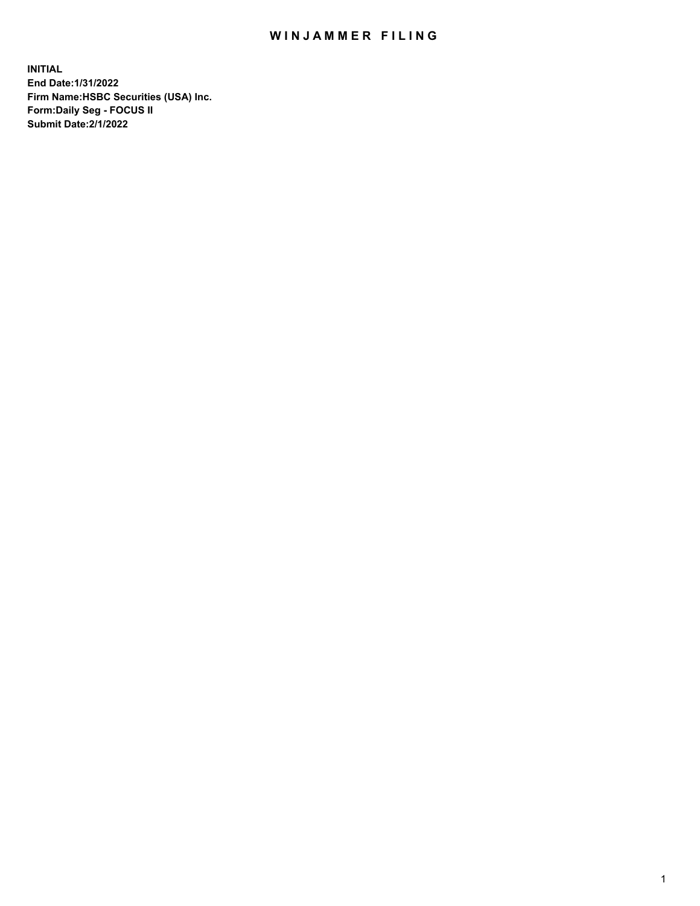# WINJAMMER FILING

**INITIAL**
**End Date:1/31/2022**
**Firm Name:HSBC Securities (USA) Inc.**
**Form:Daily Seg - FOCUS II**
**Submit Date:2/1/2022**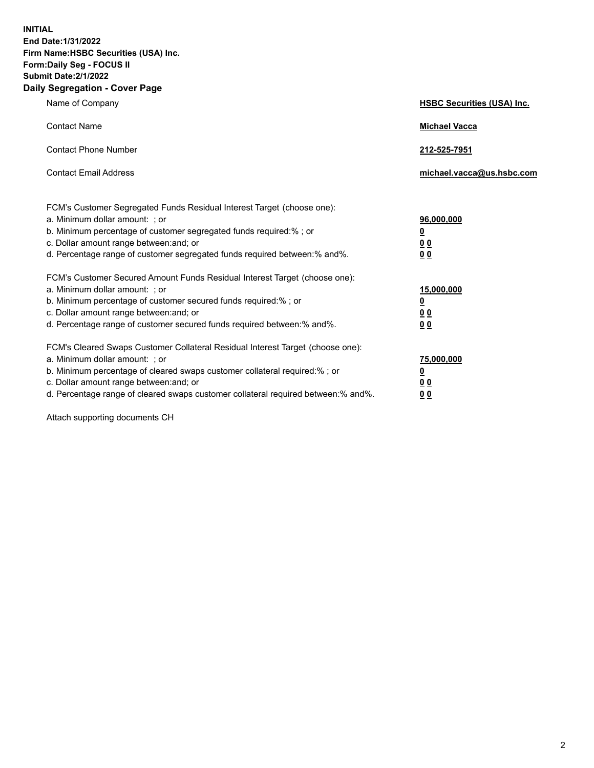**INITIAL**
**End Date:1/31/2022**
**Firm Name:HSBC Securities (USA) Inc.**
**Form:Daily Seg - FOCUS II**
**Submit Date:2/1/2022**

## Daily Segregation - Cover Page

| | |
|---|---|
| Name of Company | **HSBC Securities (USA) Inc.** |
| Contact Name | **Michael Vacca** |
| Contact Phone Number | **212-525-7951** |
| Contact Email Address | **michael.vacca@us.hsbc.com** |

| | |
|---|---|
| FCM's Customer Segregated Funds Residual Interest Target (choose one): | |
| a. Minimum dollar amount: ; or | **96,000,000** |
| b. Minimum percentage of customer segregated funds required:% ; or | **0** |
| c. Dollar amount range between:and; or | **0 0** |
| d. Percentage range of customer segregated funds required between:% and%. | **0 0** |
| FCM's Customer Secured Amount Funds Residual Interest Target (choose one): | |
| a. Minimum dollar amount: ; or | **15,000,000** |
| b. Minimum percentage of customer secured funds required:% ; or | **0** |
| c. Dollar amount range between:and; or | **0 0** |
| d. Percentage range of customer secured funds required between:% and%. | **0 0** |
| FCM's Cleared Swaps Customer Collateral Residual Interest Target (choose one): | |
| a. Minimum dollar amount: ; or | **75,000,000** |
| b. Minimum percentage of cleared swaps customer collateral required:% ; or | **0** |
| c. Dollar amount range between:and; or | **0 0** |
| d. Percentage range of cleared swaps customer collateral required between:% and%. | **0 0** |

Attach supporting documents CH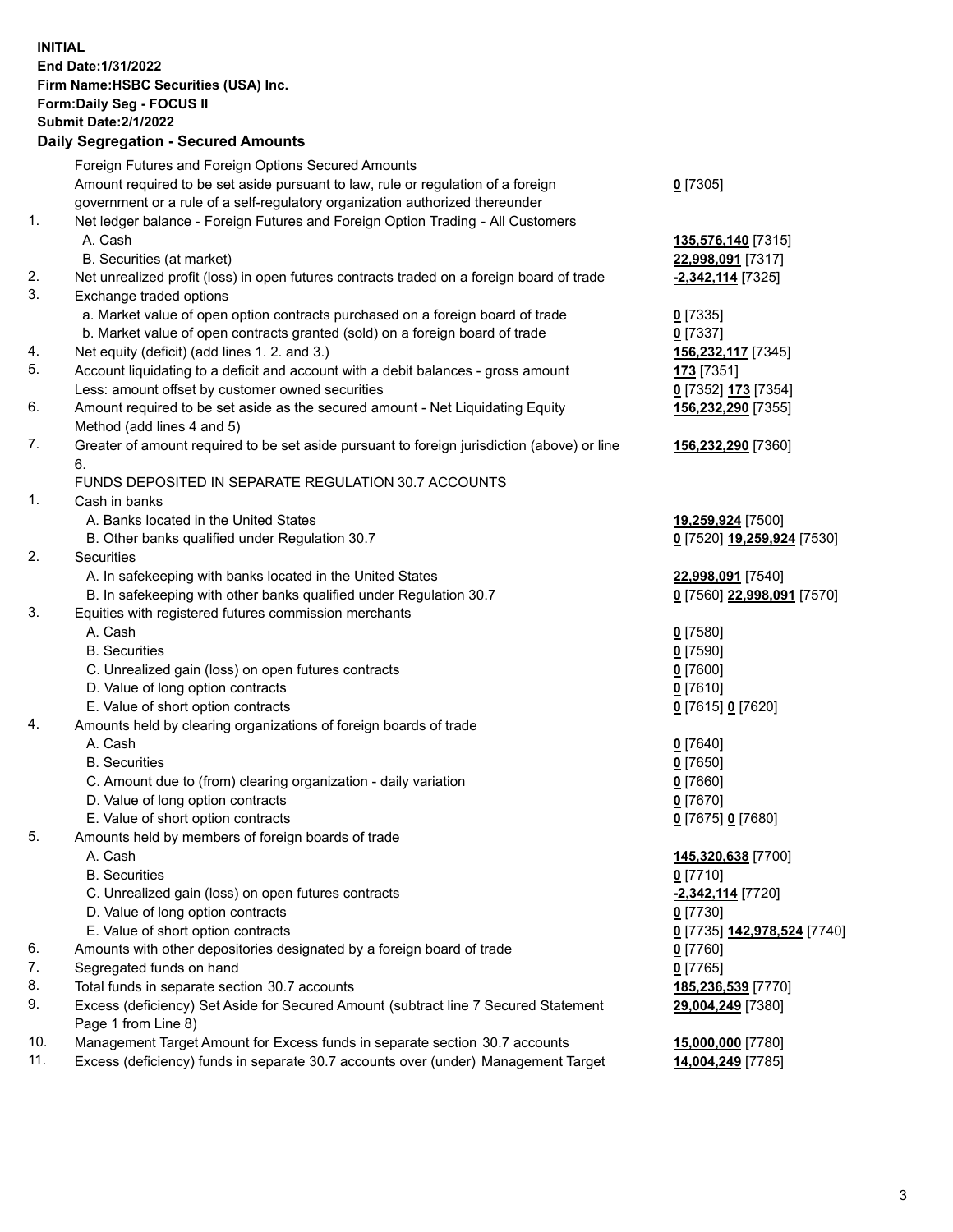**INITIAL**
**End Date:1/31/2022**
**Firm Name:HSBC Securities (USA) Inc.**
**Form:Daily Seg - FOCUS II**
**Submit Date:2/1/2022**

**Daily Segregation - Secured Amounts**

| | | |
|---|---|---|
| | Foreign Futures and Foreign Options Secured Amounts | |
| | Amount required to be set aside pursuant to law, rule or regulation of a foreign government or a rule of a self-regulatory organization authorized thereunder | **0** [7305] |
| 1. | Net ledger balance - Foreign Futures and Foreign Option Trading - All Customers | |
| | A. Cash | **135,576,140** [7315] |
| | B. Securities (at market) | **22,998,091** [7317] |
| 2. | Net unrealized profit (loss) in open futures contracts traded on a foreign board of trade | **-2,342,114** [7325] |
| 3. | Exchange traded options | |
| | a. Market value of open option contracts purchased on a foreign board of trade | **0** [7335] |
| | b. Market value of open contracts granted (sold) on a foreign board of trade | **0** [7337] |
| 4. | Net equity (deficit) (add lines 1. 2. and 3.) | **156,232,117** [7345] |
| 5. | Account liquidating to a deficit and account with a debit balances - gross amount | **173** [7351] |
| | Less: amount offset by customer owned securities | **0** [7352] **173** [7354] |
| 6. | Amount required to be set aside as the secured amount - Net Liquidating Equity Method (add lines 4 and 5) | **156,232,290** [7355] |
| 7. | Greater of amount required to be set aside pursuant to foreign jurisdiction (above) or line 6. | **156,232,290** [7360] |
| | FUNDS DEPOSITED IN SEPARATE REGULATION 30.7 ACCOUNTS | |
| 1. | Cash in banks | |
| | A. Banks located in the United States | **19,259,924** [7500] |
| | B. Other banks qualified under Regulation 30.7 | **0** [7520] **19,259,924** [7530] |
| 2. | Securities | |
| | A. In safekeeping with banks located in the United States | **22,998,091** [7540] |
| | B. In safekeeping with other banks qualified under Regulation 30.7 | **0** [7560] **22,998,091** [7570] |
| 3. | Equities with registered futures commission merchants | |
| | A. Cash | **0** [7580] |
| | B. Securities | **0** [7590] |
| | C. Unrealized gain (loss) on open futures contracts | **0** [7600] |
| | D. Value of long option contracts | **0** [7610] |
| | E. Value of short option contracts | **0** [7615] **0** [7620] |
| 4. | Amounts held by clearing organizations of foreign boards of trade | |
| | A. Cash | **0** [7640] |
| | B. Securities | **0** [7650] |
| | C. Amount due to (from) clearing organization - daily variation | **0** [7660] |
| | D. Value of long option contracts | **0** [7670] |
| | E. Value of short option contracts | **0** [7675] **0** [7680] |
| 5. | Amounts held by members of foreign boards of trade | |
| | A. Cash | **145,320,638** [7700] |
| | B. Securities | **0** [7710] |
| | C. Unrealized gain (loss) on open futures contracts | **-2,342,114** [7720] |
| | D. Value of long option contracts | **0** [7730] |
| | E. Value of short option contracts | **0** [7735] **142,978,524** [7740] |
| 6. | Amounts with other depositories designated by a foreign board of trade | **0** [7760] |
| 7. | Segregated funds on hand | **0** [7765] |
| 8. | Total funds in separate section 30.7 accounts | **185,236,539** [7770] |
| 9. | Excess (deficiency) Set Aside for Secured Amount (subtract line 7 Secured Statement Page 1 from Line 8) | **29,004,249** [7380] |
| 10. | Management Target Amount for Excess funds in separate section 30.7 accounts | **15,000,000** [7780] |
| 11. | Excess (deficiency) funds in separate 30.7 accounts over (under) Management Target | **14,004,249** [7785] |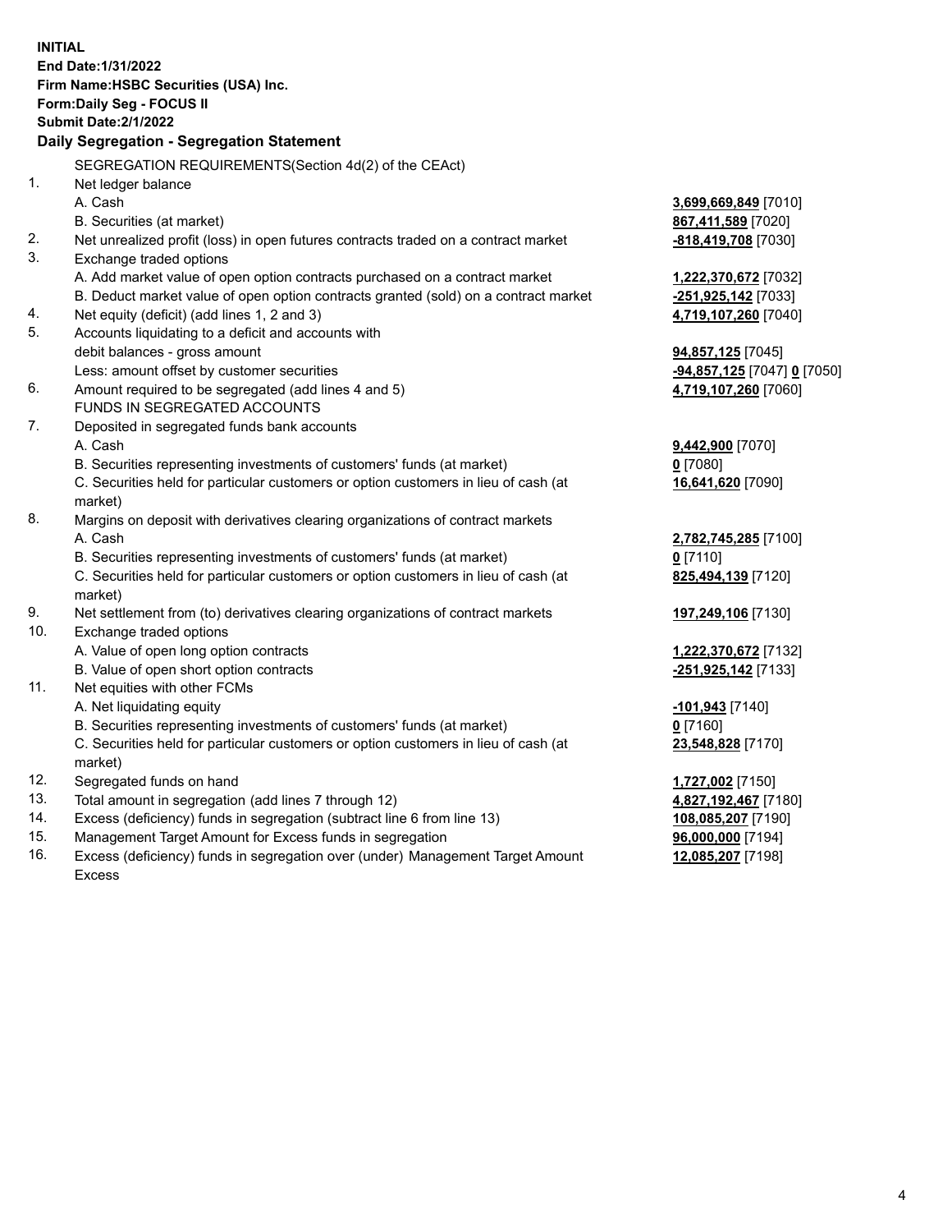**INITIAL**
**End Date:1/31/2022**
**Firm Name:HSBC Securities (USA) Inc.**
**Form:Daily Seg - FOCUS II**
**Submit Date:2/1/2022**

## Daily Segregation - Segregation Statement

| | | |
|---|---|---|
| | SEGREGATION REQUIREMENTS(Section 4d(2) of the CEAct) | |
| 1. | Net ledger balance | |
| | A. Cash | **3,699,669,849** [7010] |
| | B. Securities (at market) | **867,411,589** [7020] |
| 2. | Net unrealized profit (loss) in open futures contracts traded on a contract market | **-818,419,708** [7030] |
| 3. | Exchange traded options | |
| | A. Add market value of open option contracts purchased on a contract market | **1,222,370,672** [7032] |
| | B. Deduct market value of open option contracts granted (sold) on a contract market | **-251,925,142** [7033] |
| 4. | Net equity (deficit) (add lines 1, 2 and 3) | **4,719,107,260** [7040] |
| 5. | Accounts liquidating to a deficit and accounts with debit balances - gross amount | **94,857,125** [7045] |
| | Less: amount offset by customer securities | **-94,857,125** [7047] **0** [7050] |
| 6. | Amount required to be segregated (add lines 4 and 5) | **4,719,107,260** [7060] |
| | FUNDS IN SEGREGATED ACCOUNTS | |
| 7. | Deposited in segregated funds bank accounts | |
| | A. Cash | **9,442,900** [7070] |
| | B. Securities representing investments of customers' funds (at market) | **0** [7080] |
| | C. Securities held for particular customers or option customers in lieu of cash (at market) | **16,641,620** [7090] |
| 8. | Margins on deposit with derivatives clearing organizations of contract markets | |
| | A. Cash | **2,782,745,285** [7100] |
| | B. Securities representing investments of customers' funds (at market) | **0** [7110] |
| | C. Securities held for particular customers or option customers in lieu of cash (at market) | **825,494,139** [7120] |
| 9. | Net settlement from (to) derivatives clearing organizations of contract markets | **197,249,106** [7130] |
| 10. | Exchange traded options | |
| | A. Value of open long option contracts | **1,222,370,672** [7132] |
| | B. Value of open short option contracts | **-251,925,142** [7133] |
| 11. | Net equities with other FCMs | |
| | A. Net liquidating equity | **-101,943** [7140] |
| | B. Securities representing investments of customers' funds (at market) | **0** [7160] |
| | C. Securities held for particular customers or option customers in lieu of cash (at market) | **23,548,828** [7170] |
| 12. | Segregated funds on hand | **1,727,002** [7150] |
| 13. | Total amount in segregation (add lines 7 through 12) | **4,827,192,467** [7180] |
| 14. | Excess (deficiency) funds in segregation (subtract line 6 from line 13) | **108,085,207** [7190] |
| 15. | Management Target Amount for Excess funds in segregation | **96,000,000** [7194] |
| 16. | Excess (deficiency) funds in segregation over (under) Management Target Amount Excess | **12,085,207** [7198] |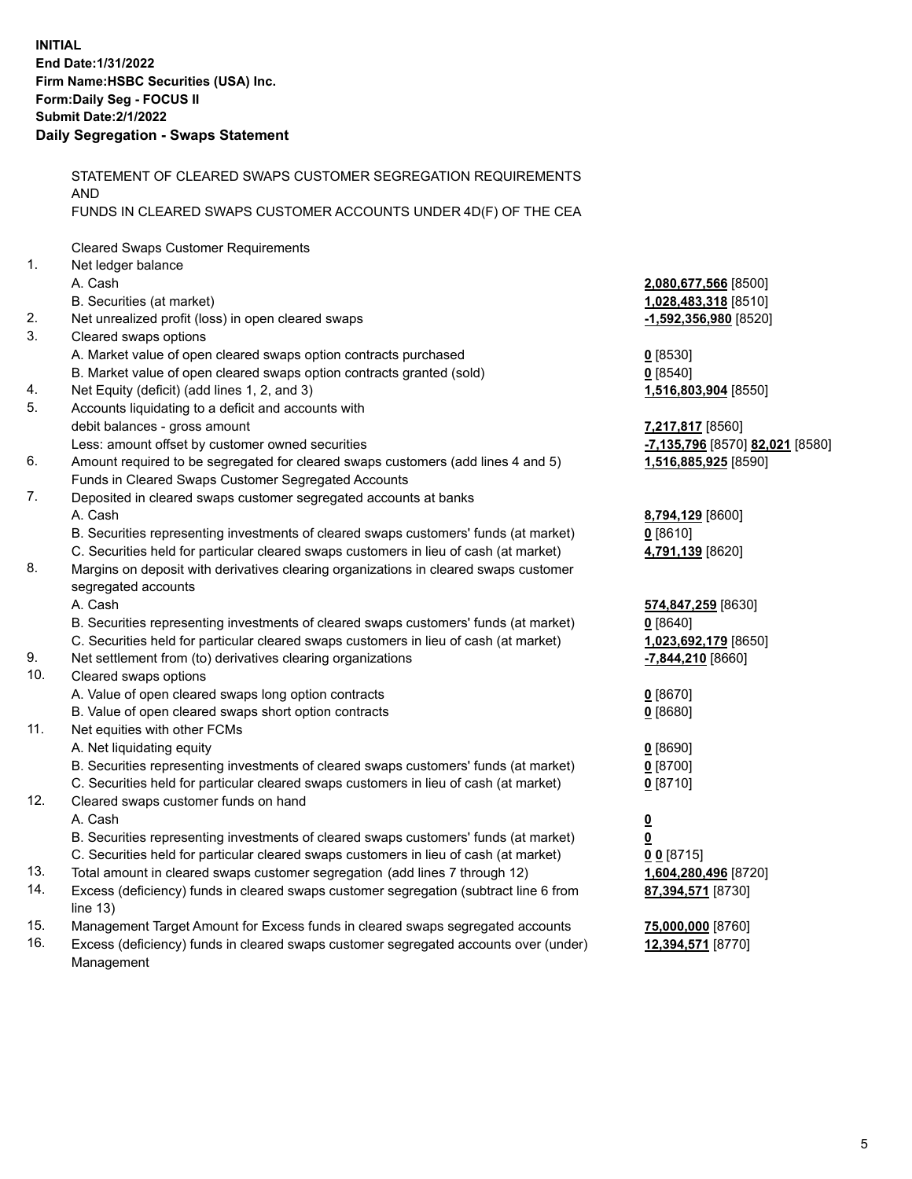**INITIAL**
**End Date:1/31/2022**
**Firm Name:HSBC Securities (USA) Inc.**
**Form:Daily Seg - FOCUS II**
**Submit Date:2/1/2022**
**Daily Segregation - Swaps Statement**

STATEMENT OF CLEARED SWAPS CUSTOMER SEGREGATION REQUIREMENTS AND
FUNDS IN CLEARED SWAPS CUSTOMER ACCOUNTS UNDER 4D(F) OF THE CEA

| | | |
|---|---|---|
| | Cleared Swaps Customer Requirements | |
| 1. | Net ledger balance | |
| | A. Cash | **2,080,677,566** [8500] |
| | B. Securities (at market) | **1,028,483,318** [8510] |
| 2. | Net unrealized profit (loss) in open cleared swaps | **-1,592,356,980** [8520] |
| 3. | Cleared swaps options | |
| | A. Market value of open cleared swaps option contracts purchased | **0** [8530] |
| | B. Market value of open cleared swaps option contracts granted (sold) | **0** [8540] |
| 4. | Net Equity (deficit) (add lines 1, 2, and 3) | **1,516,803,904** [8550] |
| 5. | Accounts liquidating to a deficit and accounts with debit balances - gross amount | **7,217,817** [8560] |
| | Less: amount offset by customer owned securities | **-7,135,796** [8570] **82,021** [8580] |
| 6. | Amount required to be segregated for cleared swaps customers (add lines 4 and 5) | **1,516,885,925** [8590] |
| | Funds in Cleared Swaps Customer Segregated Accounts | |
| 7. | Deposited in cleared swaps customer segregated accounts at banks | |
| | A. Cash | **8,794,129** [8600] |
| | B. Securities representing investments of cleared swaps customers' funds (at market) | **0** [8610] |
| | C. Securities held for particular cleared swaps customers in lieu of cash (at market) | **4,791,139** [8620] |
| 8. | Margins on deposit with derivatives clearing organizations in cleared swaps customer segregated accounts | |
| | A. Cash | **574,847,259** [8630] |
| | B. Securities representing investments of cleared swaps customers' funds (at market) | **0** [8640] |
| | C. Securities held for particular cleared swaps customers in lieu of cash (at market) | **1,023,692,179** [8650] |
| 9. | Net settlement from (to) derivatives clearing organizations | **-7,844,210** [8660] |
| 10. | Cleared swaps options | |
| | A. Value of open cleared swaps long option contracts | **0** [8670] |
| | B. Value of open cleared swaps short option contracts | **0** [8680] |
| 11. | Net equities with other FCMs | |
| | A. Net liquidating equity | **0** [8690] |
| | B. Securities representing investments of cleared swaps customers' funds (at market) | **0** [8700] |
| | C. Securities held for particular cleared swaps customers in lieu of cash (at market) | **0** [8710] |
| 12. | Cleared swaps customer funds on hand | |
| | A. Cash | **0** |
| | B. Securities representing investments of cleared swaps customers' funds (at market) | **0** |
| | C. Securities held for particular cleared swaps customers in lieu of cash (at market) | **0** **0** [8715] |
| 13. | Total amount in cleared swaps customer segregation (add lines 7 through 12) | **1,604,280,496** [8720] |
| 14. | Excess (deficiency) funds in cleared swaps customer segregation (subtract line 6 from line 13) | **87,394,571** [8730] |
| 15. | Management Target Amount for Excess funds in cleared swaps segregated accounts | **75,000,000** [8760] |
| 16. | Excess (deficiency) funds in cleared swaps customer segregated accounts over (under) Management | **12,394,571** [8770] |